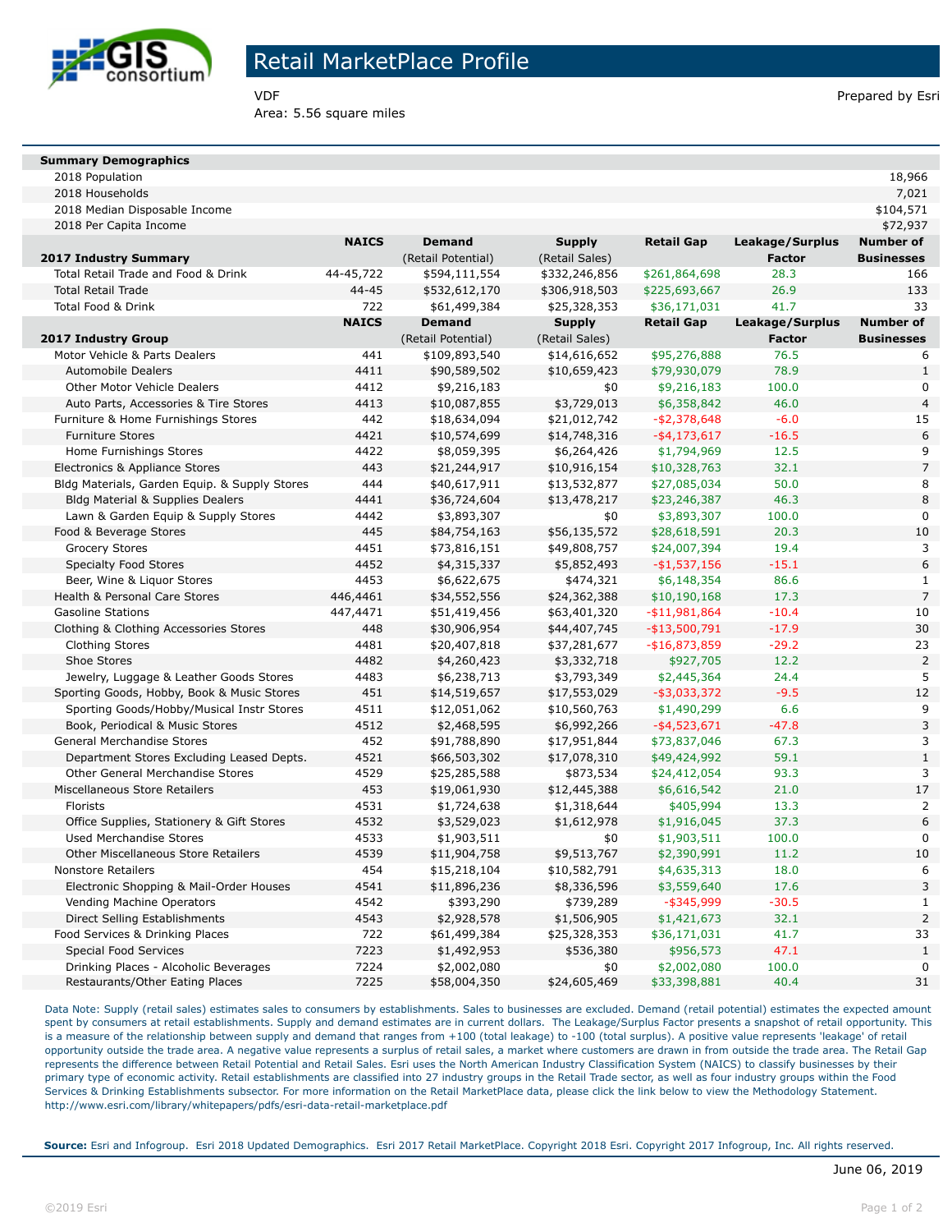# Retail MarketPlace Profile

VDF
Area: 5.56 square miles

Prepared by Esri

| Summary Demographics | |
|---|---|
| 2018 Population | 18,966 |
| 2018 Households | 7,021 |
| 2018 Median Disposable Income | $104,571 |
| 2018 Per Capita Income | $72,937 |

| 2017 Industry Summary | NAICS | Demand (Retail Potential) | Supply (Retail Sales) | Retail Gap | Leakage/Surplus Factor | Number of Businesses |
|---|---|---|---|---|---|---|
| Total Retail Trade and Food & Drink | 44-45,722 | $594,111,554 | $332,246,856 | $261,864,698 | 28.3 | 166 |
| Total Retail Trade | 44-45 | $532,612,170 | $306,918,503 | $225,693,667 | 26.9 | 133 |
| Total Food & Drink | 722 | $61,499,384 | $25,328,353 | $36,171,031 | 41.7 | 33 |

| 2017 Industry Group | NAICS | Demand (Retail Potential) | Supply (Retail Sales) | Retail Gap | Leakage/Surplus Factor | Number of Businesses |
|---|---|---|---|---|---|---|
| Motor Vehicle & Parts Dealers | 441 | $109,893,540 | $14,616,652 | $95,276,888 | 76.5 | 6 |
| Automobile Dealers | 4411 | $90,589,502 | $10,659,423 | $79,930,079 | 78.9 | 1 |
| Other Motor Vehicle Dealers | 4412 | $9,216,183 | $0 | $9,216,183 | 100.0 | 0 |
| Auto Parts, Accessories & Tire Stores | 4413 | $10,087,855 | $3,729,013 | $6,358,842 | 46.0 | 4 |
| Furniture & Home Furnishings Stores | 442 | $18,634,094 | $21,012,742 | -$2,378,648 | -6.0 | 15 |
| Furniture Stores | 4421 | $10,574,699 | $14,748,316 | -$4,173,617 | -16.5 | 6 |
| Home Furnishings Stores | 4422 | $8,059,395 | $6,264,426 | $1,794,969 | 12.5 | 9 |
| Electronics & Appliance Stores | 443 | $21,244,917 | $10,916,154 | $10,328,763 | 32.1 | 7 |
| Bldg Materials, Garden Equip. & Supply Stores | 444 | $40,617,911 | $13,532,877 | $27,085,034 | 50.0 | 8 |
| Bldg Material & Supplies Dealers | 4441 | $36,724,604 | $13,478,217 | $23,246,387 | 46.3 | 8 |
| Lawn & Garden Equip & Supply Stores | 4442 | $3,893,307 | $0 | $3,893,307 | 100.0 | 0 |
| Food & Beverage Stores | 445 | $84,754,163 | $56,135,572 | $28,618,591 | 20.3 | 10 |
| Grocery Stores | 4451 | $73,816,151 | $49,808,757 | $24,007,394 | 19.4 | 3 |
| Specialty Food Stores | 4452 | $4,315,337 | $5,852,493 | -$1,537,156 | -15.1 | 6 |
| Beer, Wine & Liquor Stores | 4453 | $6,622,675 | $474,321 | $6,148,354 | 86.6 | 1 |
| Health & Personal Care Stores | 446,4461 | $34,552,556 | $24,362,388 | $10,190,168 | 17.3 | 7 |
| Gasoline Stations | 447,4471 | $51,419,456 | $63,401,320 | -$11,981,864 | -10.4 | 10 |
| Clothing & Clothing Accessories Stores | 448 | $30,906,954 | $44,407,745 | -$13,500,791 | -17.9 | 30 |
| Clothing Stores | 4481 | $20,407,818 | $37,281,677 | -$16,873,859 | -29.2 | 23 |
| Shoe Stores | 4482 | $4,260,423 | $3,332,718 | $927,705 | 12.2 | 2 |
| Jewelry, Luggage & Leather Goods Stores | 4483 | $6,238,713 | $3,793,349 | $2,445,364 | 24.4 | 5 |
| Sporting Goods, Hobby, Book & Music Stores | 451 | $14,519,657 | $17,553,029 | -$3,033,372 | -9.5 | 12 |
| Sporting Goods/Hobby/Musical Instr Stores | 4511 | $12,051,062 | $10,560,763 | $1,490,299 | 6.6 | 9 |
| Book, Periodical & Music Stores | 4512 | $2,468,595 | $6,992,266 | -$4,523,671 | -47.8 | 3 |
| General Merchandise Stores | 452 | $91,788,890 | $17,951,844 | $73,837,046 | 67.3 | 3 |
| Department Stores Excluding Leased Depts. | 4521 | $66,503,302 | $17,078,310 | $49,424,992 | 59.1 | 1 |
| Other General Merchandise Stores | 4529 | $25,285,588 | $873,534 | $24,412,054 | 93.3 | 3 |
| Miscellaneous Store Retailers | 453 | $19,061,930 | $12,445,388 | $6,616,542 | 21.0 | 17 |
| Florists | 4531 | $1,724,638 | $1,318,644 | $405,994 | 13.3 | 2 |
| Office Supplies, Stationery & Gift Stores | 4532 | $3,529,023 | $1,612,978 | $1,916,045 | 37.3 | 6 |
| Used Merchandise Stores | 4533 | $1,903,511 | $0 | $1,903,511 | 100.0 | 0 |
| Other Miscellaneous Store Retailers | 4539 | $11,904,758 | $9,513,767 | $2,390,991 | 11.2 | 10 |
| Nonstore Retailers | 454 | $15,218,104 | $10,582,791 | $4,635,313 | 18.0 | 6 |
| Electronic Shopping & Mail-Order Houses | 4541 | $11,896,236 | $8,336,596 | $3,559,640 | 17.6 | 3 |
| Vending Machine Operators | 4542 | $393,290 | $739,289 | -$345,999 | -30.5 | 1 |
| Direct Selling Establishments | 4543 | $2,928,578 | $1,506,905 | $1,421,673 | 32.1 | 2 |
| Food Services & Drinking Places | 722 | $61,499,384 | $25,328,353 | $36,171,031 | 41.7 | 33 |
| Special Food Services | 7223 | $1,492,953 | $536,380 | $956,573 | 47.1 | 1 |
| Drinking Places - Alcoholic Beverages | 7224 | $2,002,080 | $0 | $2,002,080 | 100.0 | 0 |
| Restaurants/Other Eating Places | 7225 | $58,004,350 | $24,605,469 | $33,398,881 | 40.4 | 31 |

Data Note: Supply (retail sales) estimates sales to consumers by establishments. Sales to businesses are excluded. Demand (retail potential) estimates the expected amount spent by consumers at retail establishments. Supply and demand estimates are in current dollars. The Leakage/Surplus Factor presents a snapshot of retail opportunity. This is a measure of the relationship between supply and demand that ranges from +100 (total leakage) to -100 (total surplus). A positive value represents 'leakage' of retail opportunity outside the trade area. A negative value represents a surplus of retail sales, a market where customers are drawn in from outside the trade area. The Retail Gap represents the difference between Retail Potential and Retail Sales. Esri uses the North American Industry Classification System (NAICS) to classify businesses by their primary type of economic activity. Retail establishments are classified into 27 industry groups in the Retail Trade sector, as well as four industry groups within the Food Services & Drinking Establishments subsector. For more information on the Retail MarketPlace data, please click the link below to view the Methodology Statement.
http://www.esri.com/library/whitepapers/pdfs/esri-data-retail-marketplace.pdf

**Source:** Esri and Infogroup. Esri 2018 Updated Demographics. Esri 2017 Retail MarketPlace. Copyright 2018 Esri. Copyright 2017 Infogroup, Inc. All rights reserved.

June 06, 2019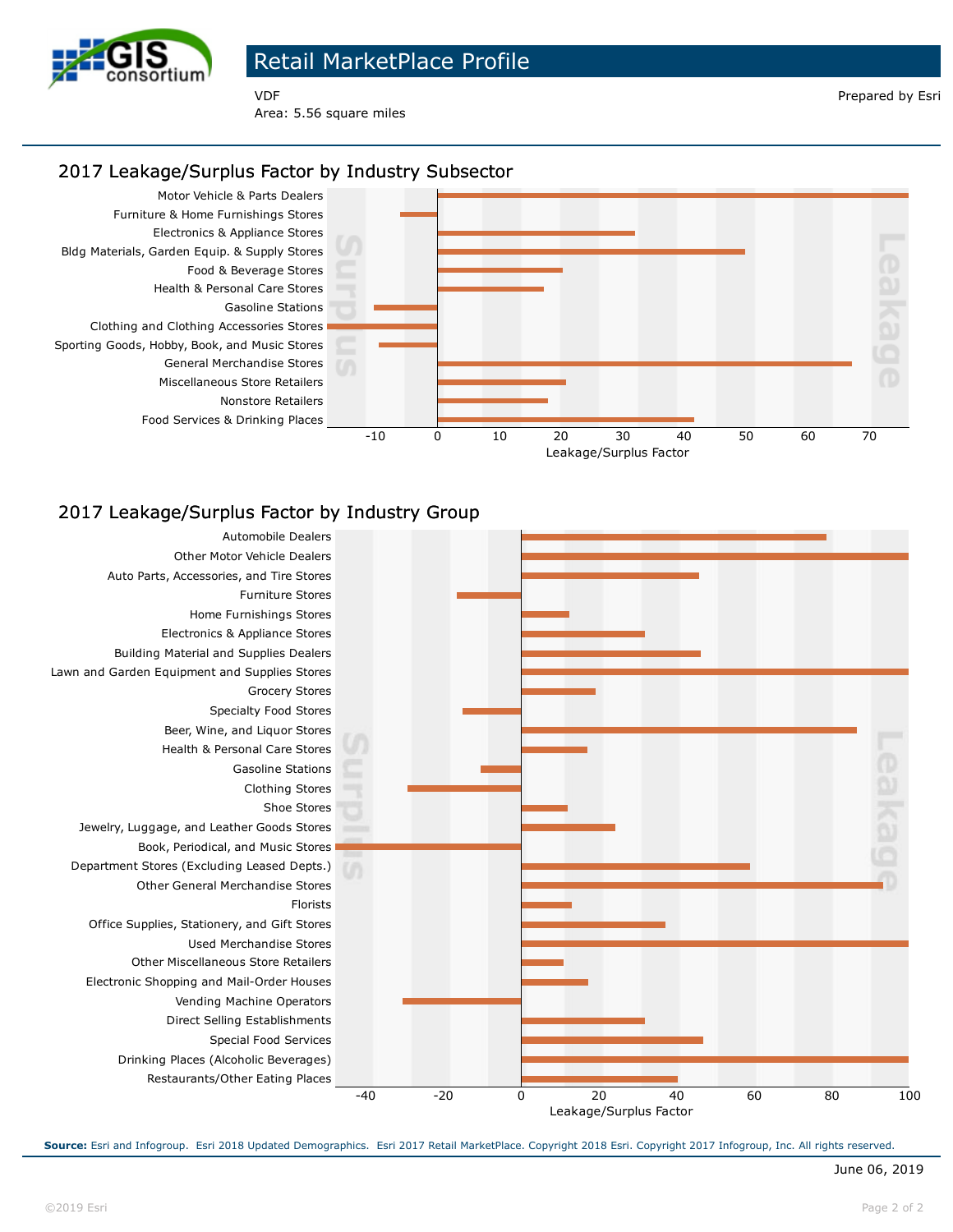# Retail MarketPlace Profile

VDF
Area: 5.56 square miles

Prepared by Esri

## 2017 Leakage/Surplus Factor by Industry Subsector

Motor Vehicle & Parts Dealers
Furniture & Home Furnishings Stores
Electronics & Appliance Stores
Bldg Materials, Garden Equip. & Supply Stores
Food & Beverage Stores
Health & Personal Care Stores
Gasoline Stations
Clothing and Clothing Accessories Stores
Sporting Goods, Hobby, Book, and Music Stores
General Merchandise Stores
Miscellaneous Store Retailers
Nonstore Retailers
Food Services & Drinking Places

Surplus
Leakage

-10 0 10 20 30 40 50 60 70

Leakage/Surplus Factor

## 2017 Leakage/Surplus Factor by Industry Group

Automobile Dealers
Other Motor Vehicle Dealers
Auto Parts, Accessories, and Tire Stores
Furniture Stores
Home Furnishings Stores
Electronics & Appliance Stores
Building Material and Supplies Dealers
Lawn and Garden Equipment and Supplies Stores
Grocery Stores
Specialty Food Stores
Beer, Wine, and Liquor Stores
Health & Personal Care Stores
Gasoline Stations
Clothing Stores
Shoe Stores
Jewelry, Luggage, and Leather Goods Stores
Book, Periodical, and Music Stores
Department Stores (Excluding Leased Depts.)
Other General Merchandise Stores
Florists
Office Supplies, Stationery, and Gift Stores
Used Merchandise Stores
Other Miscellaneous Store Retailers
Electronic Shopping and Mail-Order Houses
Vending Machine Operators
Direct Selling Establishments
Special Food Services
Drinking Places (Alcoholic Beverages)
Restaurants/Other Eating Places

Surplus
Leakage

-40 -20 0 20 40 60 80 100

Leakage/Surplus Factor

**Source:** Esri and Infogroup. Esri 2018 Updated Demographics. Esri 2017 Retail MarketPlace. Copyright 2018 Esri. Copyright 2017 Infogroup, Inc. All rights reserved.

June 06, 2019

©2019 Esri